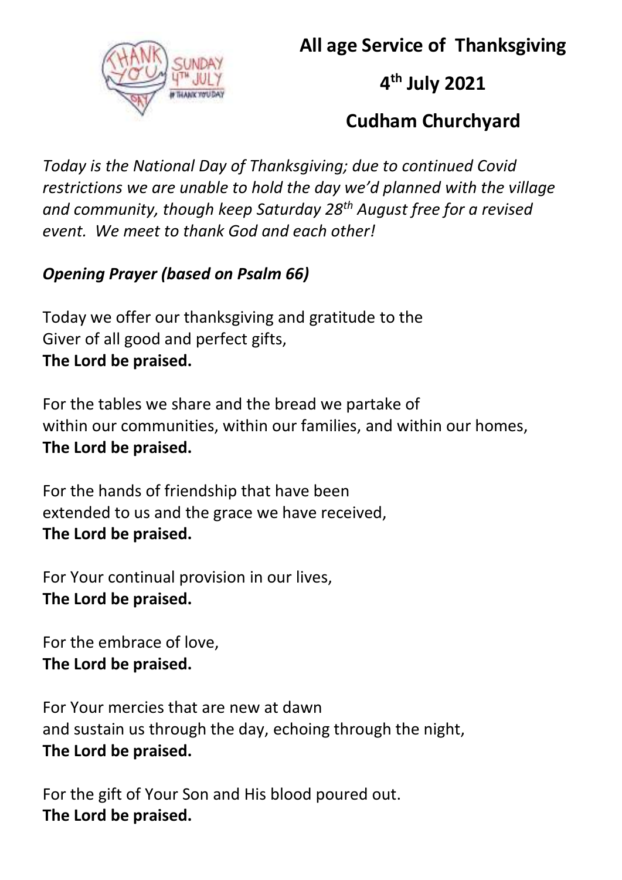# All age Service of Thanksgiving

## 4th July 2021

## Cudham Churchyard

*Today is the National Day of Thanksgiving; due to continued Covid restrictions we are unable to hold the day we'd planned with the village and community, though keep Saturday 28th August free for a revised event. We meet to thank God and each other!*

***Opening Prayer (based on Psalm 66)***

Today we offer our thanksgiving and gratitude to the
Giver of all good and perfect gifts,
**The Lord be praised.**

For the tables we share and the bread we partake of
within our communities, within our families, and within our homes,
**The Lord be praised.**

For the hands of friendship that have been
extended to us and the grace we have received,
**The Lord be praised.**

For Your continual provision in our lives,
**The Lord be praised.**

For the embrace of love,
**The Lord be praised.**

For Your mercies that are new at dawn
and sustain us through the day, echoing through the night,
**The Lord be praised.**

For the gift of Your Son and His blood poured out.
**The Lord be praised.**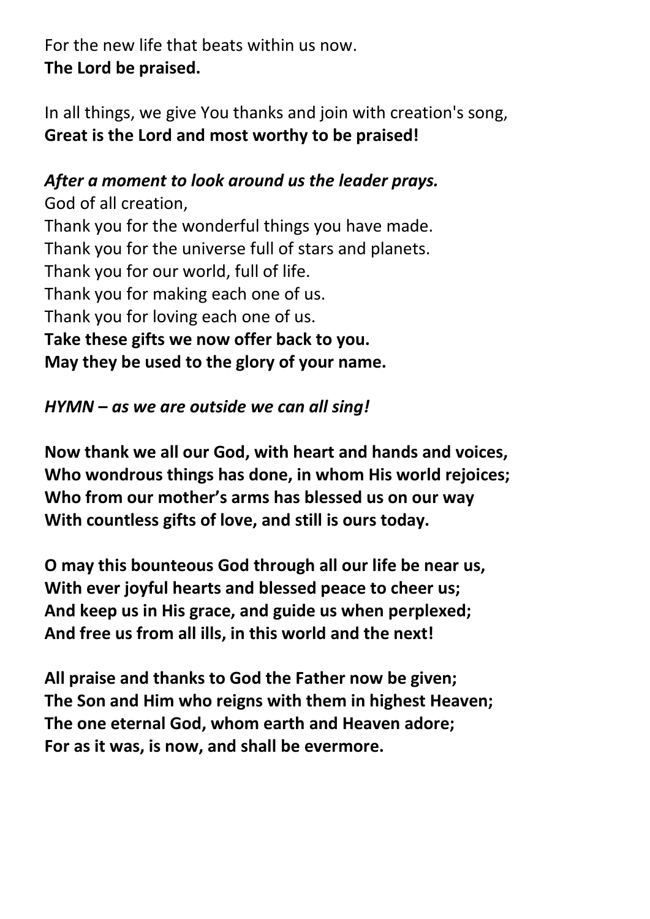For the new life that beats within us now.
**The Lord be praised.**

In all things, we give You thanks and join with creation's song,
**Great is the Lord and most worthy to be praised!**

***After a moment to look around us the leader prays.***
God of all creation,
Thank you for the wonderful things you have made.
Thank you for the universe full of stars and planets.
Thank you for our world, full of life.
Thank you for making each one of us.
Thank you for loving each one of us.
**Take these gifts we now offer back to you.**
**May they be used to the glory of your name.**

***HYMN – as we are outside we can all sing!***

**Now thank we all our God, with heart and hands and voices,**
**Who wondrous things has done, in whom His world rejoices;**
**Who from our mother's arms has blessed us on our way**
**With countless gifts of love, and still is ours today.**

**O may this bounteous God through all our life be near us,**
**With ever joyful hearts and blessed peace to cheer us;**
**And keep us in His grace, and guide us when perplexed;**
**And free us from all ills, in this world and the next!**

**All praise and thanks to God the Father now be given;**
**The Son and Him who reigns with them in highest Heaven;**
**The one eternal God, whom earth and Heaven adore;**
**For as it was, is now, and shall be evermore.**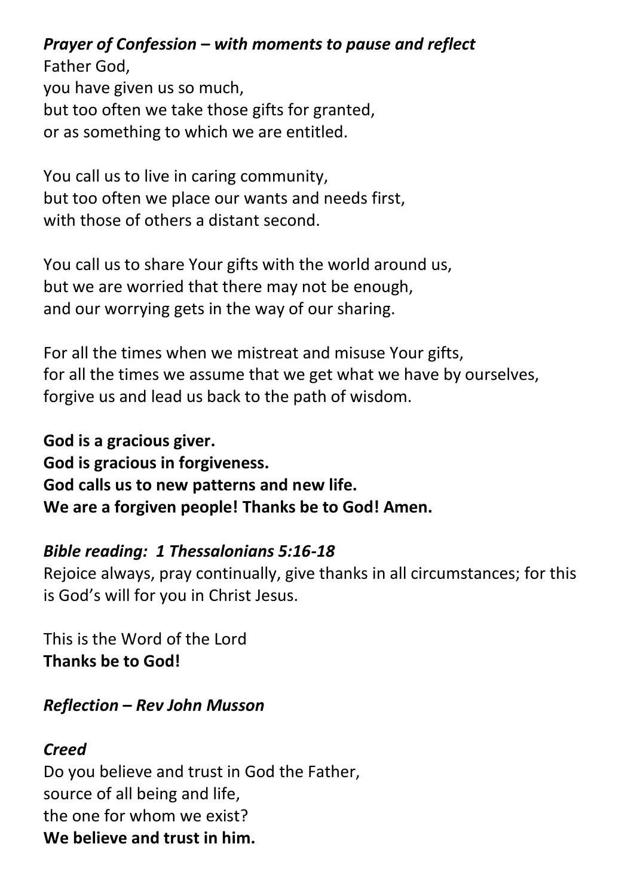***Prayer of Confession – with moments to pause and reflect***

Father God,
you have given us so much,
but too often we take those gifts for granted,
or as something to which we are entitled.

You call us to live in caring community,
but too often we place our wants and needs first,
with those of others a distant second.

You call us to share Your gifts with the world around us,
but we are worried that there may not be enough,
and our worrying gets in the way of our sharing.

For all the times when we mistreat and misuse Your gifts,
for all the times we assume that we get what we have by ourselves,
forgive us and lead us back to the path of wisdom.

**God is a gracious giver.**
**God is gracious in forgiveness.**
**God calls us to new patterns and new life.**
**We are a forgiven people! Thanks be to God! Amen.**

***Bible reading: 1 Thessalonians 5:16-18***

Rejoice always, pray continually, give thanks in all circumstances; for this is God's will for you in Christ Jesus.

This is the Word of the Lord
**Thanks be to God!**

***Reflection – Rev John Musson***

***Creed***

Do you believe and trust in God the Father,
source of all being and life,
the one for whom we exist?
**We believe and trust in him.**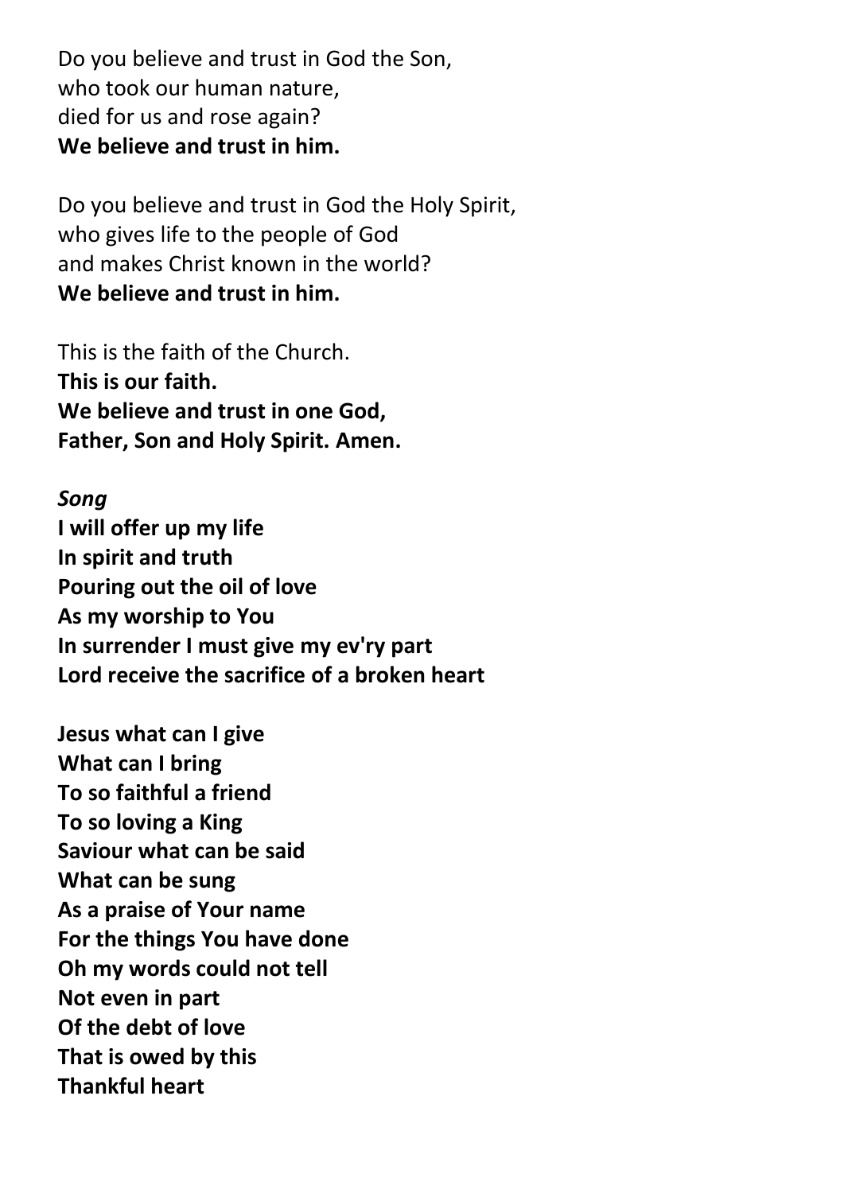Do you believe and trust in God the Son,
who took our human nature,
died for us and rose again?
**We believe and trust in him.**

Do you believe and trust in God the Holy Spirit,
who gives life to the people of God
and makes Christ known in the world?
**We believe and trust in him.**

This is the faith of the Church.
**This is our faith.**
**We believe and trust in one God,**
**Father, Son and Holy Spirit. Amen.**

***Song***
**I will offer up my life**
**In spirit and truth**
**Pouring out the oil of love**
**As my worship to You**
**In surrender I must give my ev'ry part**
**Lord receive the sacrifice of a broken heart**

**Jesus what can I give**
**What can I bring**
**To so faithful a friend**
**To so loving a King**
**Saviour what can be said**
**What can be sung**
**As a praise of Your name**
**For the things You have done**
**Oh my words could not tell**
**Not even in part**
**Of the debt of love**
**That is owed by this**
**Thankful heart**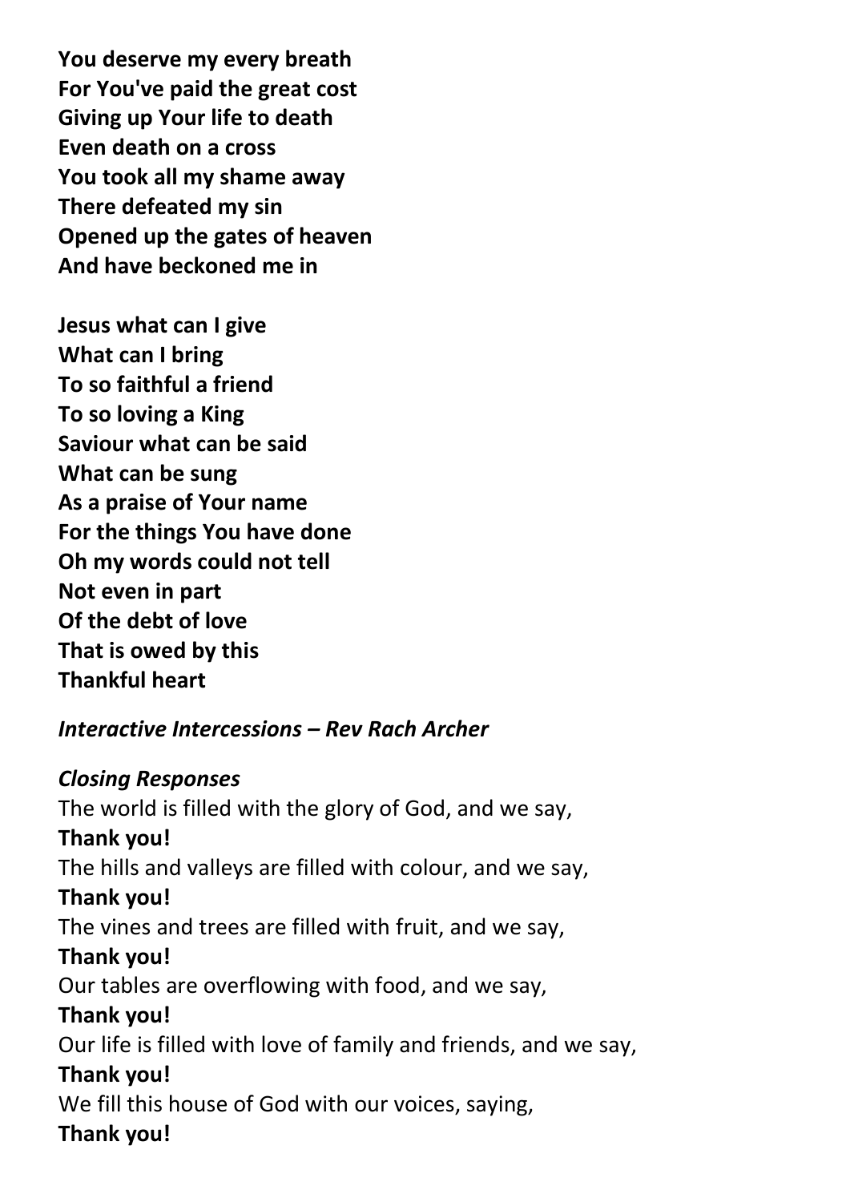**You deserve my every breath**
**For You've paid the great cost**
**Giving up Your life to death**
**Even death on a cross**
**You took all my shame away**
**There defeated my sin**
**Opened up the gates of heaven**
**And have beckoned me in**

**Jesus what can I give**
**What can I bring**
**To so faithful a friend**
**To so loving a King**
**Saviour what can be said**
**What can be sung**
**As a praise of Your name**
**For the things You have done**
**Oh my words could not tell**
**Not even in part**
**Of the debt of love**
**That is owed by this**
**Thankful heart**

***Interactive Intercessions – Rev Rach Archer***

***Closing Responses***

The world is filled with the glory of God, and we say,
**Thank you!**
The hills and valleys are filled with colour, and we say,
**Thank you!**
The vines and trees are filled with fruit, and we say,
**Thank you!**
Our tables are overflowing with food, and we say,
**Thank you!**
Our life is filled with love of family and friends, and we say,
**Thank you!**
We fill this house of God with our voices, saying,
**Thank you!**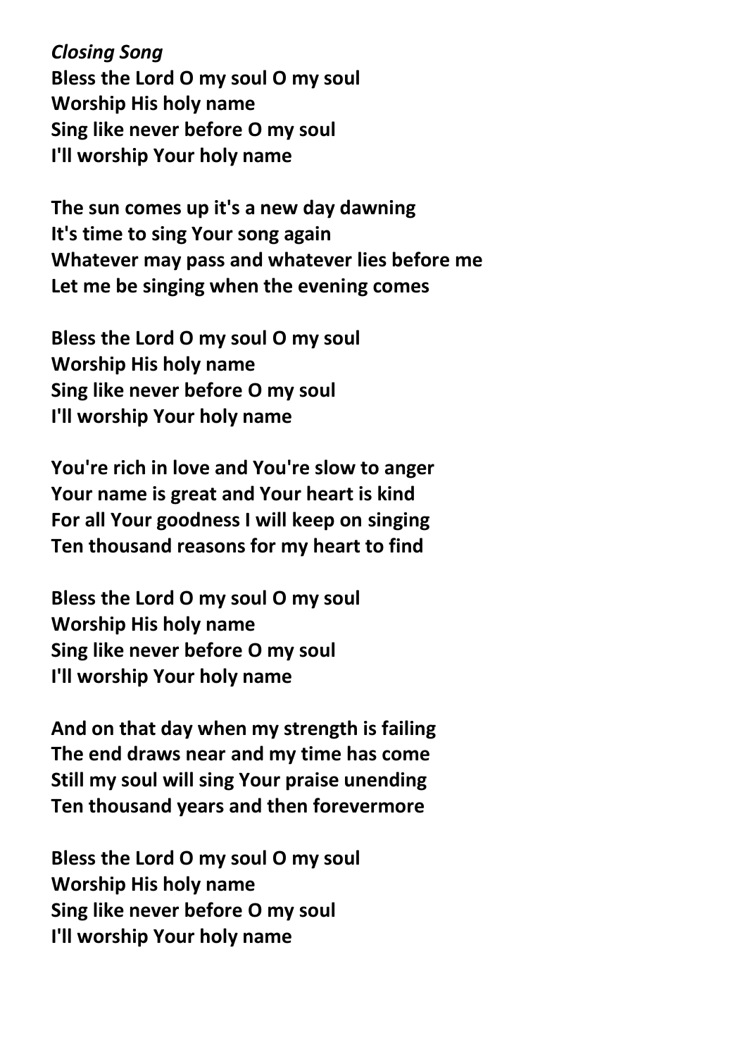*Closing Song*

**Bless the Lord O my soul O my soul**
**Worship His holy name**
**Sing like never before O my soul**
**I'll worship Your holy name**

**The sun comes up it's a new day dawning**
**It's time to sing Your song again**
**Whatever may pass and whatever lies before me**
**Let me be singing when the evening comes**

**Bless the Lord O my soul O my soul**
**Worship His holy name**
**Sing like never before O my soul**
**I'll worship Your holy name**

**You're rich in love and You're slow to anger**
**Your name is great and Your heart is kind**
**For all Your goodness I will keep on singing**
**Ten thousand reasons for my heart to find**

**Bless the Lord O my soul O my soul**
**Worship His holy name**
**Sing like never before O my soul**
**I'll worship Your holy name**

**And on that day when my strength is failing**
**The end draws near and my time has come**
**Still my soul will sing Your praise unending**
**Ten thousand years and then forevermore**

**Bless the Lord O my soul O my soul**
**Worship His holy name**
**Sing like never before O my soul**
**I'll worship Your holy name**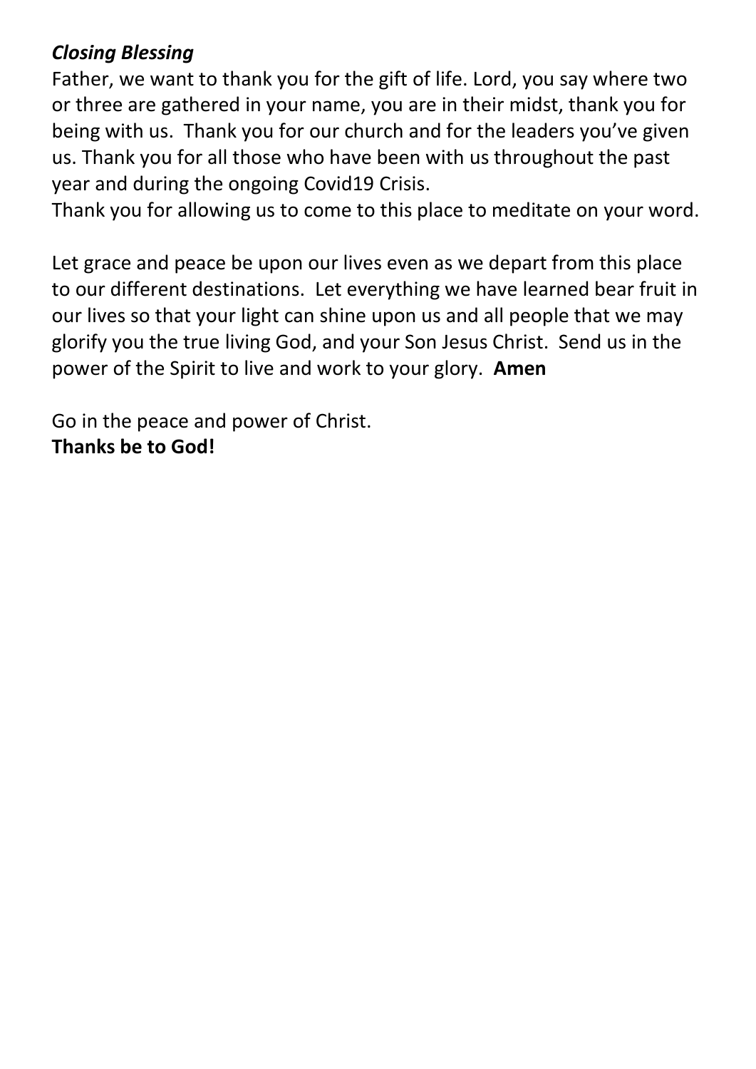***Closing Blessing***

Father, we want to thank you for the gift of life. Lord, you say where two or three are gathered in your name, you are in their midst, thank you for being with us. Thank you for our church and for the leaders you've given us. Thank you for all those who have been with us throughout the past year and during the ongoing Covid19 Crisis.
Thank you for allowing us to come to this place to meditate on your word.

Let grace and peace be upon our lives even as we depart from this place to our different destinations. Let everything we have learned bear fruit in our lives so that your light can shine upon us and all people that we may glorify you the true living God, and your Son Jesus Christ. Send us in the power of the Spirit to live and work to your glory. **Amen**

Go in the peace and power of Christ.
**Thanks be to God!**